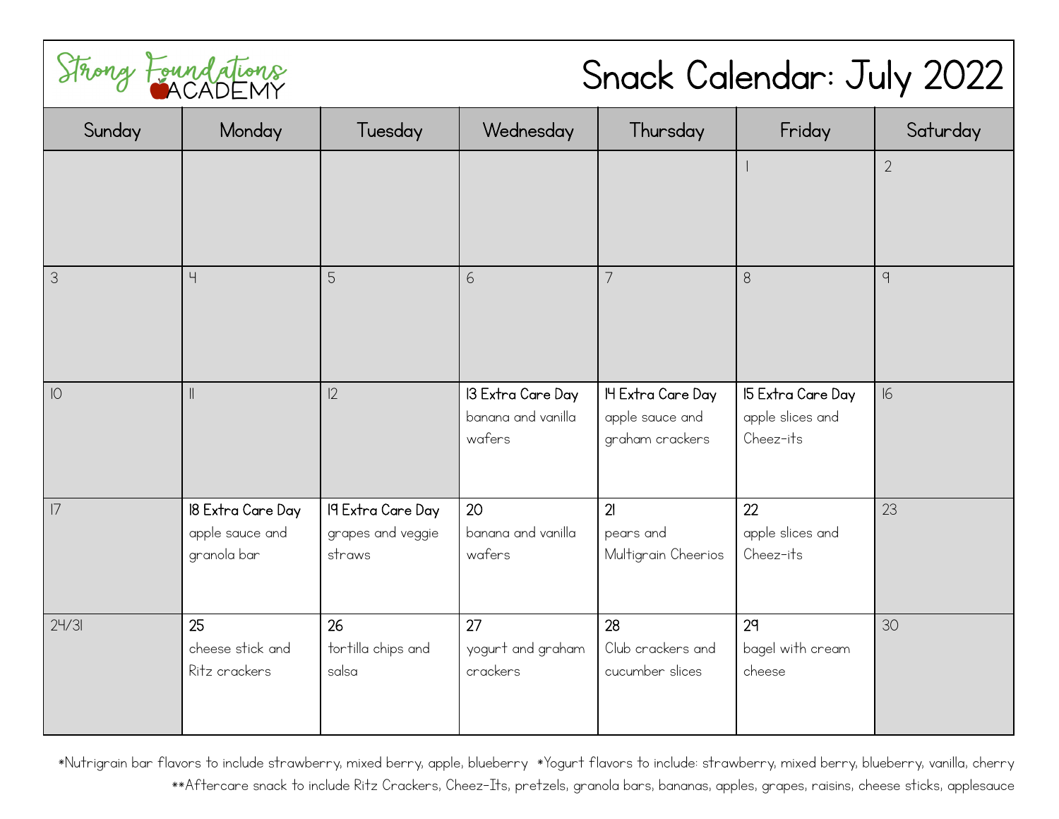Strong Foundations ACADEMY

# Snack Calendar: July 2022

| Sunday | Monday | Tuesday | Wednesday | Thursday | Friday | Saturday |
|---|---|---|---|---|---|---|
| | | | | | 1 | 2 |
| 3 | 4 | 5 | 6 | 7 | 8 | 9 |
| 10 | 11 | 12 | **13 Extra Care Day** banana and vanilla wafers | **14 Extra Care Day** apple sauce and graham crackers | **15 Extra Care Day** apple slices and Cheez-its | 16 |
| 17 | **18 Extra Care Day** apple sauce and granola bar | **19 Extra Care Day** grapes and veggie straws | **20** banana and vanilla wafers | **21** pears and Multigrain Cheerios | **22** apple slices and Cheez-its | 23 |
| 24/31 | **25** cheese stick and Ritz crackers | **26** tortilla chips and salsa | **27** yogurt and graham crackers | **28** Club crackers and cucumber slices | **29** bagel with cream cheese | 30 |

*Nutrigrain bar flavors to include strawberry, mixed berry, apple, blueberry *Yogurt flavors to include: strawberry, mixed berry, blueberry, vanilla, cherry

**Aftercare snack to include Ritz Crackers, Cheez-Its, pretzels, granola bars, bananas, apples, grapes, raisins, cheese sticks, applesauce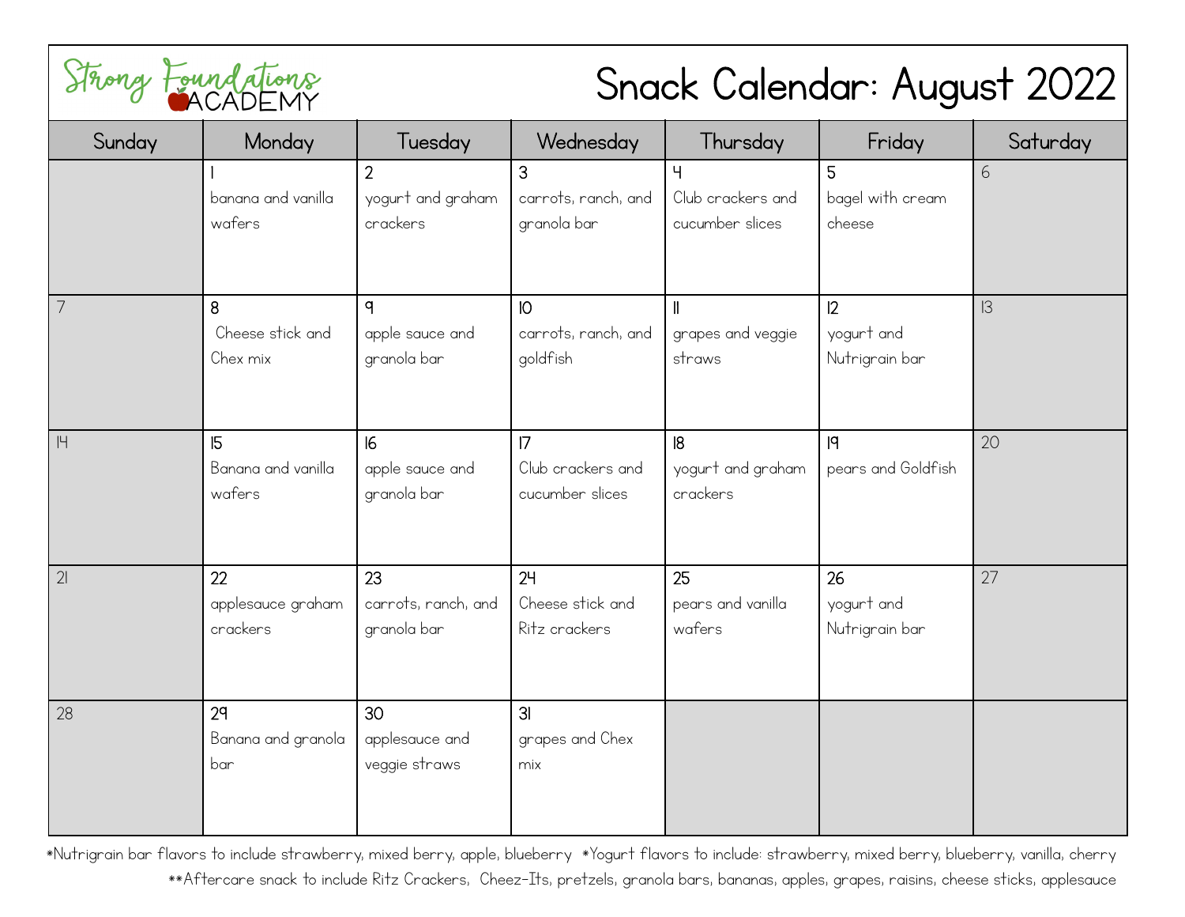Strong Foundations ACADEMY

# Snack Calendar: August 2022

| Sunday | Monday | Tuesday | Wednesday | Thursday | Friday | Saturday |
|---|---|---|---|---|---|---|
| | 1 banana and vanilla wafers | 2 yogurt and graham crackers | 3 carrots, ranch, and granola bar | 4 Club crackers and cucumber slices | 5 bagel with cream cheese | 6 |
| 7 | 8 Cheese stick and Chex mix | 9 apple sauce and granola bar | 10 carrots, ranch, and goldfish | 11 grapes and veggie straws | 12 yogurt and Nutrigrain bar | 13 |
| 14 | 15 Banana and vanilla wafers | 16 apple sauce and granola bar | 17 Club crackers and cucumber slices | 18 yogurt and graham crackers | 19 pears and Goldfish | 20 |
| 21 | 22 applesauce graham crackers | 23 carrots, ranch, and granola bar | 24 Cheese stick and Ritz crackers | 25 pears and vanilla wafers | 26 yogurt and Nutrigrain bar | 27 |
| 28 | 29 Banana and granola bar | 30 applesauce and veggie straws | 31 grapes and Chex mix | | | |

*Nutrigrain bar flavors to include strawberry, mixed berry, apple, blueberry *Yogurt flavors to include: strawberry, mixed berry, blueberry, vanilla, cherry

**Aftercare snack to include Ritz Crackers, Cheez-Its, pretzels, granola bars, bananas, apples, grapes, raisins, cheese sticks, applesauce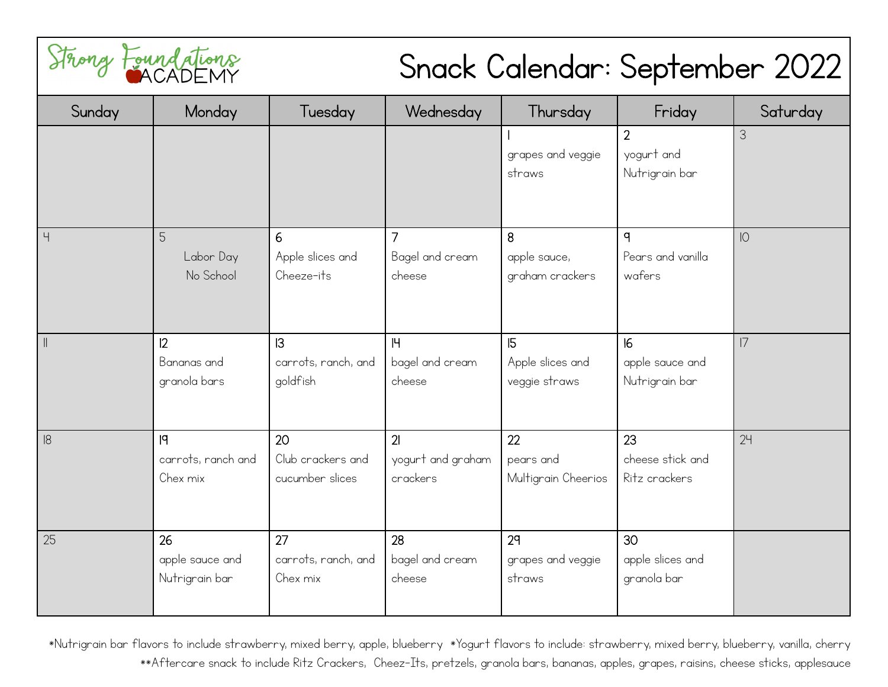Strong Foundations ACADEMY

# Snack Calendar: September 2022

| Sunday | Monday | Tuesday | Wednesday | Thursday | Friday | Saturday |
|---|---|---|---|---|---|---|
| | | | | 1<br>grapes and veggie straws | 2<br>yogurt and Nutrigrain bar | 3 |
| 4 | 5<br>Labor Day<br>No School | 6<br>Apple slices and Cheeze-its | 7<br>Bagel and cream cheese | 8<br>apple sauce, graham crackers | 9<br>Pears and vanilla wafers | 10 |
| 11 | 12<br>Bananas and granola bars | 13<br>carrots, ranch, and goldfish | 14<br>bagel and cream cheese | 15<br>Apple slices and veggie straws | 16<br>apple sauce and Nutrigrain bar | 17 |
| 18 | 19<br>carrots, ranch and Chex mix | 20<br>Club crackers and cucumber slices | 21<br>yogurt and graham crackers | 22<br>pears and Multigrain Cheerios | 23<br>cheese stick and Ritz crackers | 24 |
| 25 | 26<br>apple sauce and Nutrigrain bar | 27<br>carrots, ranch, and Chex mix | 28<br>bagel and cream cheese | 29<br>grapes and veggie straws | 30<br>apple slices and granola bar | |

*Nutrigrain bar flavors to include strawberry, mixed berry, apple, blueberry *Yogurt flavors to include: strawberry, mixed berry, blueberry, vanilla, cherry

**Aftercare snack to include Ritz Crackers, Cheez-Its, pretzels, granola bars, bananas, apples, grapes, raisins, cheese sticks, applesauce